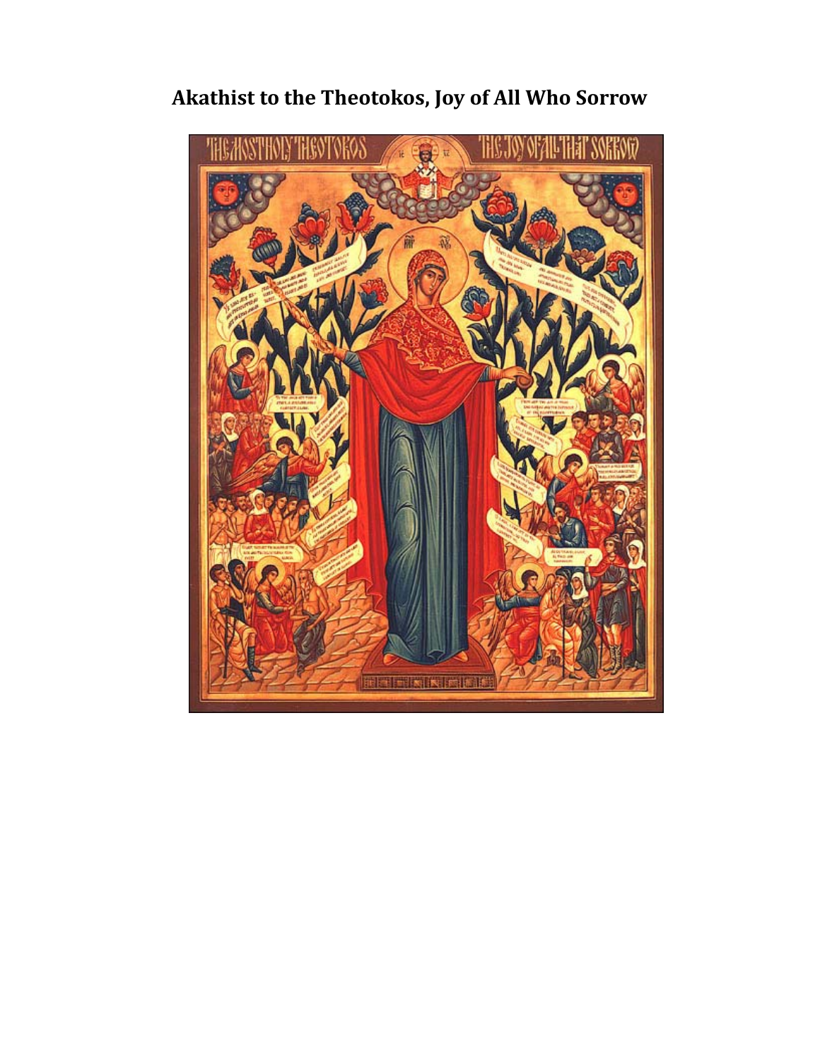# Akathist to the Theotokos, Joy of All Who Sorrow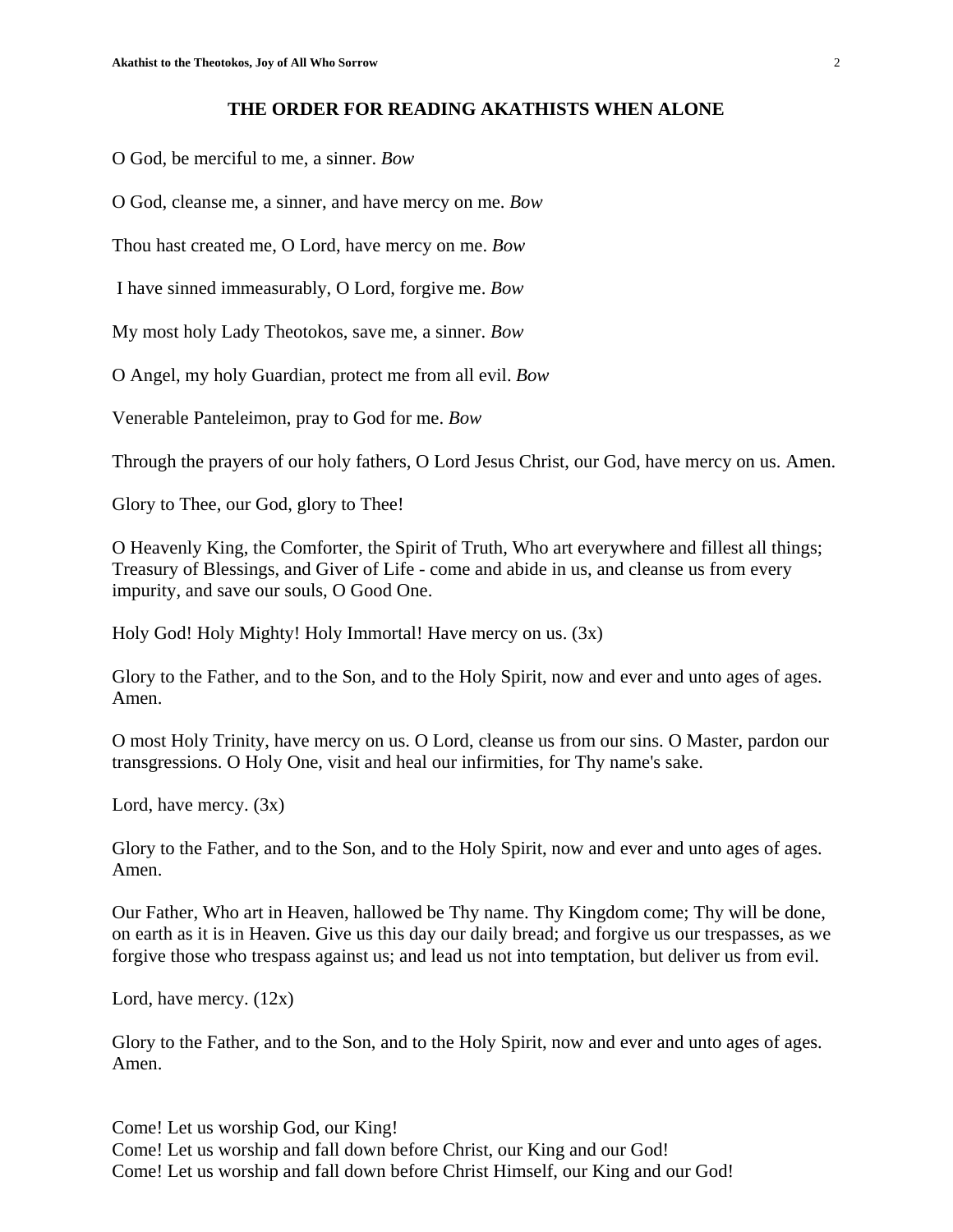## THE ORDER FOR READING AKATHISTS WHEN ALONE

O God, be merciful to me, a sinner. *Bow*

O God, cleanse me, a sinner, and have mercy on me. *Bow*

Thou hast created me, O Lord, have mercy on me. *Bow*

I have sinned immeasurably, O Lord, forgive me. *Bow*

My most holy Lady Theotokos, save me, a sinner. *Bow*

O Angel, my holy Guardian, protect me from all evil. *Bow*

Venerable Panteleimon, pray to God for me. *Bow*

Through the prayers of our holy fathers, O Lord Jesus Christ, our God, have mercy on us. Amen.

Glory to Thee, our God, glory to Thee!

O Heavenly King, the Comforter, the Spirit of Truth, Who art everywhere and fillest all things; Treasury of Blessings, and Giver of Life - come and abide in us, and cleanse us from every impurity, and save our souls, O Good One.

Holy God! Holy Mighty! Holy Immortal! Have mercy on us. (3x)

Glory to the Father, and to the Son, and to the Holy Spirit, now and ever and unto ages of ages. Amen.

O most Holy Trinity, have mercy on us. O Lord, cleanse us from our sins. O Master, pardon our transgressions. O Holy One, visit and heal our infirmities, for Thy name's sake.

Lord, have mercy. (3x)

Glory to the Father, and to the Son, and to the Holy Spirit, now and ever and unto ages of ages. Amen.

Our Father, Who art in Heaven, hallowed be Thy name. Thy Kingdom come; Thy will be done, on earth as it is in Heaven. Give us this day our daily bread; and forgive us our trespasses, as we forgive those who trespass against us; and lead us not into temptation, but deliver us from evil.

Lord, have mercy. (12x)

Glory to the Father, and to the Son, and to the Holy Spirit, now and ever and unto ages of ages. Amen.

Come! Let us worship God, our King!
Come! Let us worship and fall down before Christ, our King and our God!
Come! Let us worship and fall down before Christ Himself, our King and our God!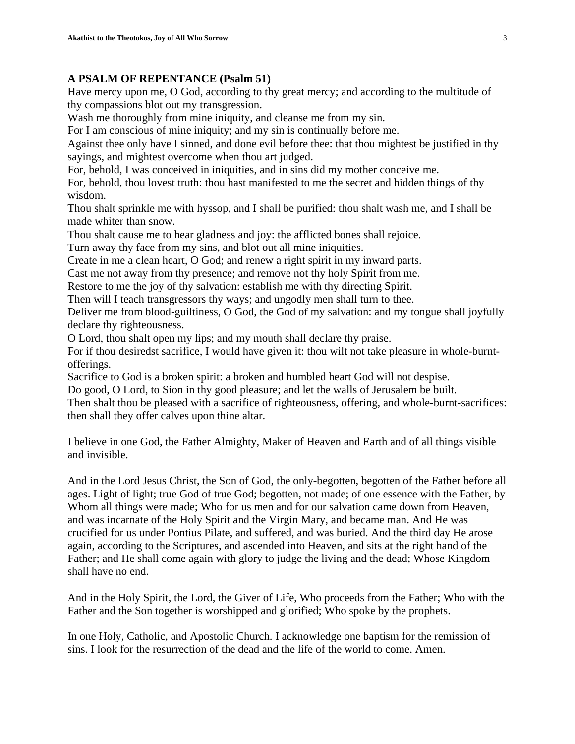**A PSALM OF REPENTANCE (Psalm 51)**

Have mercy upon me, O God, according to thy great mercy; and according to the multitude of thy compassions blot out my transgression.
Wash me thoroughly from mine iniquity, and cleanse me from my sin.
For I am conscious of mine iniquity; and my sin is continually before me.
Against thee only have I sinned, and done evil before thee: that thou mightest be justified in thy sayings, and mightest overcome when thou art judged.
For, behold, I was conceived in iniquities, and in sins did my mother conceive me.
For, behold, thou lovest truth: thou hast manifested to me the secret and hidden things of thy wisdom.
Thou shalt sprinkle me with hyssop, and I shall be purified: thou shalt wash me, and I shall be made whiter than snow.
Thou shalt cause me to hear gladness and joy: the afflicted bones shall rejoice.
Turn away thy face from my sins, and blot out all mine iniquities.
Create in me a clean heart, O God; and renew a right spirit in my inward parts.
Cast me not away from thy presence; and remove not thy holy Spirit from me.
Restore to me the joy of thy salvation: establish me with thy directing Spirit.
Then will I teach transgressors thy ways; and ungodly men shall turn to thee.
Deliver me from blood-guiltiness, O God, the God of my salvation: and my tongue shall joyfully declare thy righteousness.
O Lord, thou shalt open my lips; and my mouth shall declare thy praise.
For if thou desiredst sacrifice, I would have given it: thou wilt not take pleasure in whole-burnt-offerings.
Sacrifice to God is a broken spirit: a broken and humbled heart God will not despise.
Do good, O Lord, to Sion in thy good pleasure; and let the walls of Jerusalem be built.
Then shalt thou be pleased with a sacrifice of righteousness, offering, and whole-burnt-sacrifices: then shall they offer calves upon thine altar.

I believe in one God, the Father Almighty, Maker of Heaven and Earth and of all things visible and invisible.

And in the Lord Jesus Christ, the Son of God, the only-begotten, begotten of the Father before all ages. Light of light; true God of true God; begotten, not made; of one essence with the Father, by Whom all things were made; Who for us men and for our salvation came down from Heaven, and was incarnate of the Holy Spirit and the Virgin Mary, and became man. And He was crucified for us under Pontius Pilate, and suffered, and was buried. And the third day He arose again, according to the Scriptures, and ascended into Heaven, and sits at the right hand of the Father; and He shall come again with glory to judge the living and the dead; Whose Kingdom shall have no end.

And in the Holy Spirit, the Lord, the Giver of Life, Who proceeds from the Father; Who with the Father and the Son together is worshipped and glorified; Who spoke by the prophets.

In one Holy, Catholic, and Apostolic Church. I acknowledge one baptism for the remission of sins. I look for the resurrection of the dead and the life of the world to come. Amen.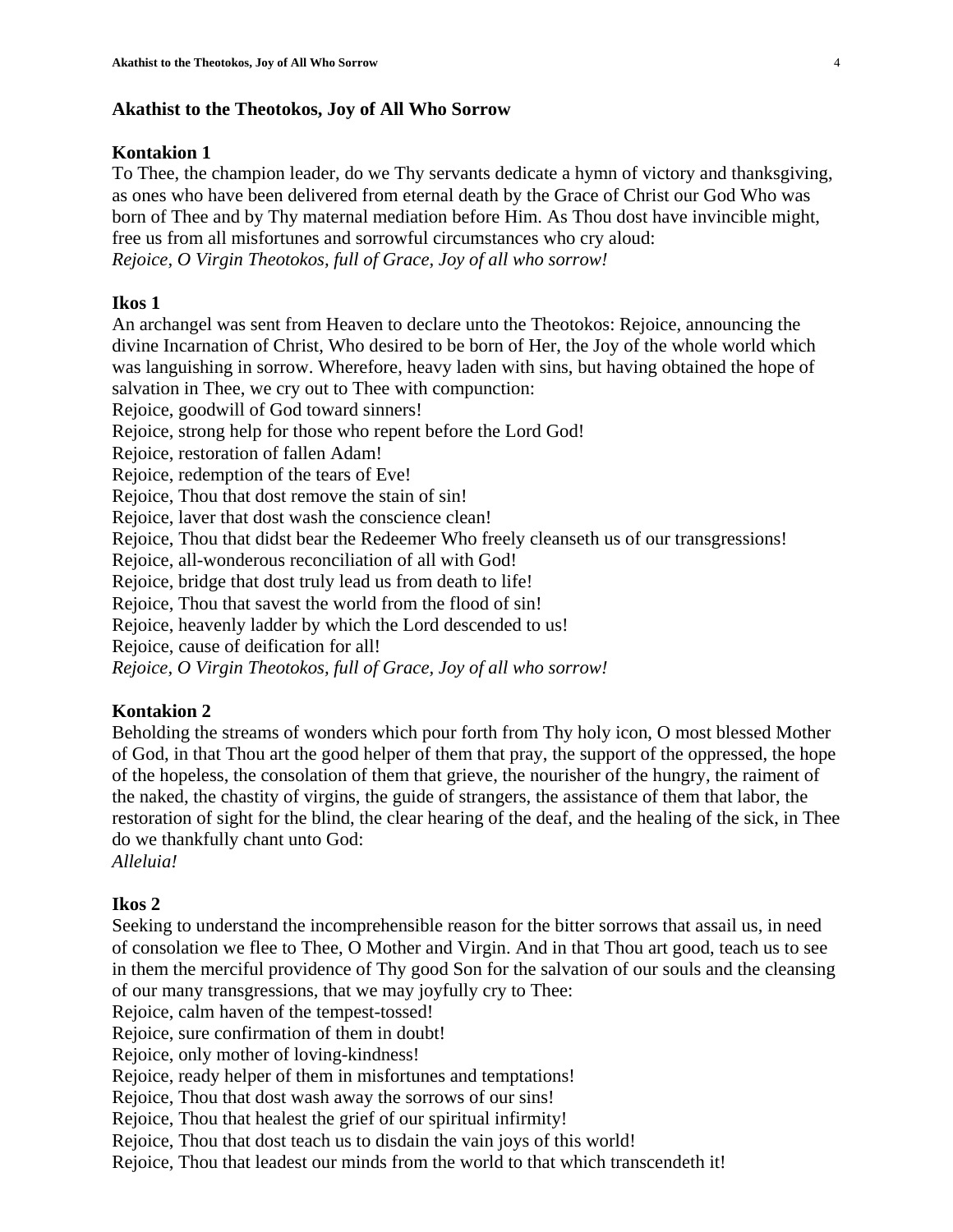## Akathist to the Theotokos, Joy of All Who Sorrow

### Kontakion 1

To Thee, the champion leader, do we Thy servants dedicate a hymn of victory and thanksgiving, as ones who have been delivered from eternal death by the Grace of Christ our God Who was born of Thee and by Thy maternal mediation before Him. As Thou dost have invincible might, free us from all misfortunes and sorrowful circumstances who cry aloud:
*Rejoice, O Virgin Theotokos, full of Grace, Joy of all who sorrow!*

### Ikos 1

An archangel was sent from Heaven to declare unto the Theotokos: Rejoice, announcing the divine Incarnation of Christ, Who desired to be born of Her, the Joy of the whole world which was languishing in sorrow. Wherefore, heavy laden with sins, but having obtained the hope of salvation in Thee, we cry out to Thee with compunction:
Rejoice, goodwill of God toward sinners!
Rejoice, strong help for those who repent before the Lord God!
Rejoice, restoration of fallen Adam!
Rejoice, redemption of the tears of Eve!
Rejoice, Thou that dost remove the stain of sin!
Rejoice, laver that dost wash the conscience clean!
Rejoice, Thou that didst bear the Redeemer Who freely cleanseth us of our transgressions!
Rejoice, all-wonderous reconciliation of all with God!
Rejoice, bridge that dost truly lead us from death to life!
Rejoice, Thou that savest the world from the flood of sin!
Rejoice, heavenly ladder by which the Lord descended to us!
Rejoice, cause of deification for all!
*Rejoice, O Virgin Theotokos, full of Grace, Joy of all who sorrow!*

### Kontakion 2

Beholding the streams of wonders which pour forth from Thy holy icon, O most blessed Mother of God, in that Thou art the good helper of them that pray, the support of the oppressed, the hope of the hopeless, the consolation of them that grieve, the nourisher of the hungry, the raiment of the naked, the chastity of virgins, the guide of strangers, the assistance of them that labor, the restoration of sight for the blind, the clear hearing of the deaf, and the healing of the sick, in Thee do we thankfully chant unto God:
*Alleluia!*

### Ikos 2

Seeking to understand the incomprehensible reason for the bitter sorrows that assail us, in need of consolation we flee to Thee, O Mother and Virgin. And in that Thou art good, teach us to see in them the merciful providence of Thy good Son for the salvation of our souls and the cleansing of our many transgressions, that we may joyfully cry to Thee:
Rejoice, calm haven of the tempest-tossed!
Rejoice, sure confirmation of them in doubt!
Rejoice, only mother of loving-kindness!
Rejoice, ready helper of them in misfortunes and temptations!
Rejoice, Thou that dost wash away the sorrows of our sins!
Rejoice, Thou that healest the grief of our spiritual infirmity!
Rejoice, Thou that dost teach us to disdain the vain joys of this world!
Rejoice, Thou that leadest our minds from the world to that which transcendeth it!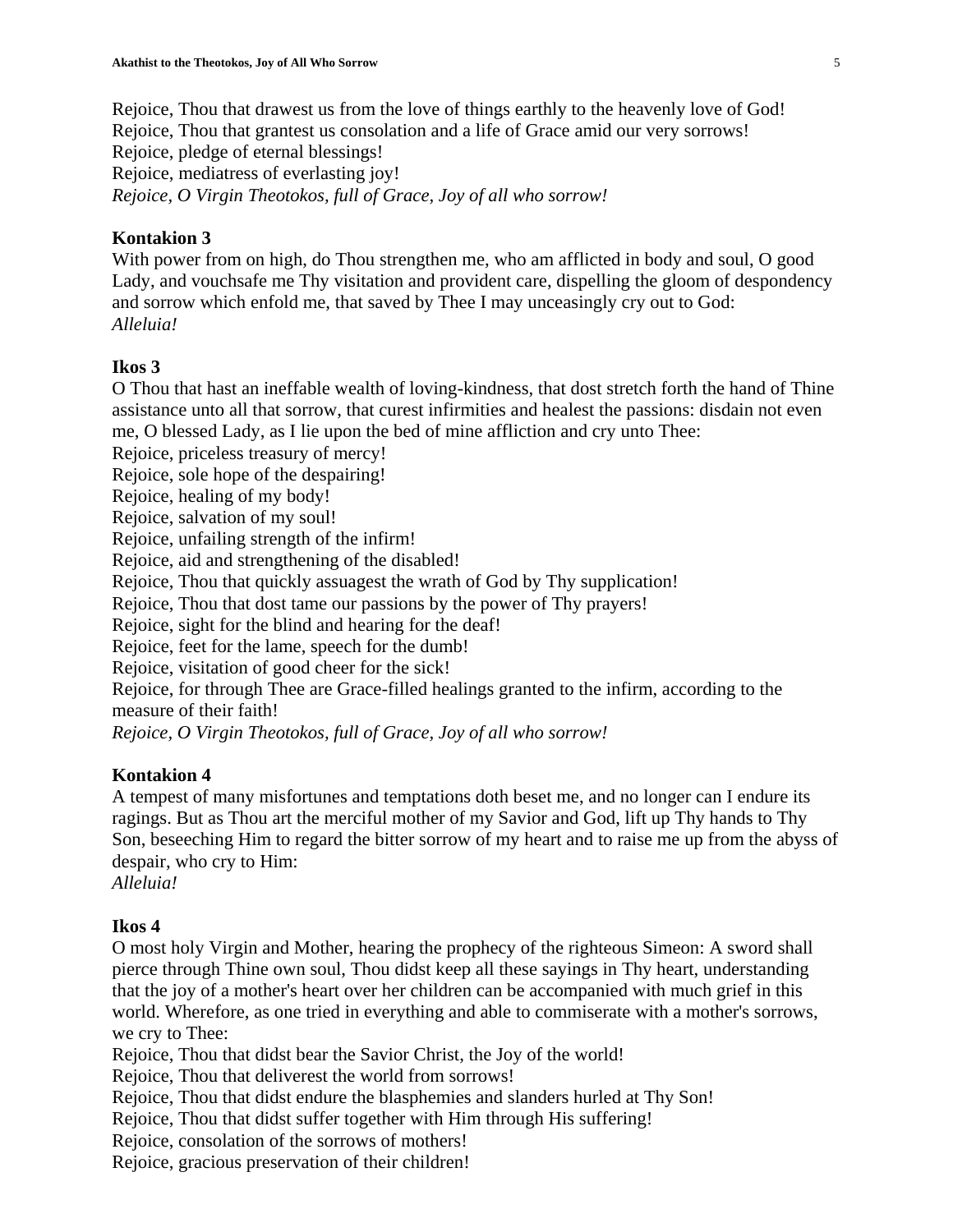Rejoice, Thou that drawest us from the love of things earthly to the heavenly love of God!
Rejoice, Thou that grantest us consolation and a life of Grace amid our very sorrows!
Rejoice, pledge of eternal blessings!
Rejoice, mediatress of everlasting joy!
*Rejoice, O Virgin Theotokos, full of Grace, Joy of all who sorrow!*

**Kontakion 3**
With power from on high, do Thou strengthen me, who am afflicted in body and soul, O good Lady, and vouchsafe me Thy visitation and provident care, dispelling the gloom of despondency and sorrow which enfold me, that saved by Thee I may unceasingly cry out to God:
*Alleluia!*

**Ikos 3**
O Thou that hast an ineffable wealth of loving-kindness, that dost stretch forth the hand of Thine assistance unto all that sorrow, that curest infirmities and healest the passions: disdain not even me, O blessed Lady, as I lie upon the bed of mine affliction and cry unto Thee:
Rejoice, priceless treasury of mercy!
Rejoice, sole hope of the despairing!
Rejoice, healing of my body!
Rejoice, salvation of my soul!
Rejoice, unfailing strength of the infirm!
Rejoice, aid and strengthening of the disabled!
Rejoice, Thou that quickly assuagest the wrath of God by Thy supplication!
Rejoice, Thou that dost tame our passions by the power of Thy prayers!
Rejoice, sight for the blind and hearing for the deaf!
Rejoice, feet for the lame, speech for the dumb!
Rejoice, visitation of good cheer for the sick!
Rejoice, for through Thee are Grace-filled healings granted to the infirm, according to the measure of their faith!
*Rejoice, O Virgin Theotokos, full of Grace, Joy of all who sorrow!*

**Kontakion 4**
A tempest of many misfortunes and temptations doth beset me, and no longer can I endure its ragings. But as Thou art the merciful mother of my Savior and God, lift up Thy hands to Thy Son, beseeching Him to regard the bitter sorrow of my heart and to raise me up from the abyss of despair, who cry to Him:
*Alleluia!*

**Ikos 4**
O most holy Virgin and Mother, hearing the prophecy of the righteous Simeon: A sword shall pierce through Thine own soul, Thou didst keep all these sayings in Thy heart, understanding that the joy of a mother's heart over her children can be accompanied with much grief in this world. Wherefore, as one tried in everything and able to commiserate with a mother's sorrows, we cry to Thee:
Rejoice, Thou that didst bear the Savior Christ, the Joy of the world!
Rejoice, Thou that deliverest the world from sorrows!
Rejoice, Thou that didst endure the blasphemies and slanders hurled at Thy Son!
Rejoice, Thou that didst suffer together with Him through His suffering!
Rejoice, consolation of the sorrows of mothers!
Rejoice, gracious preservation of their children!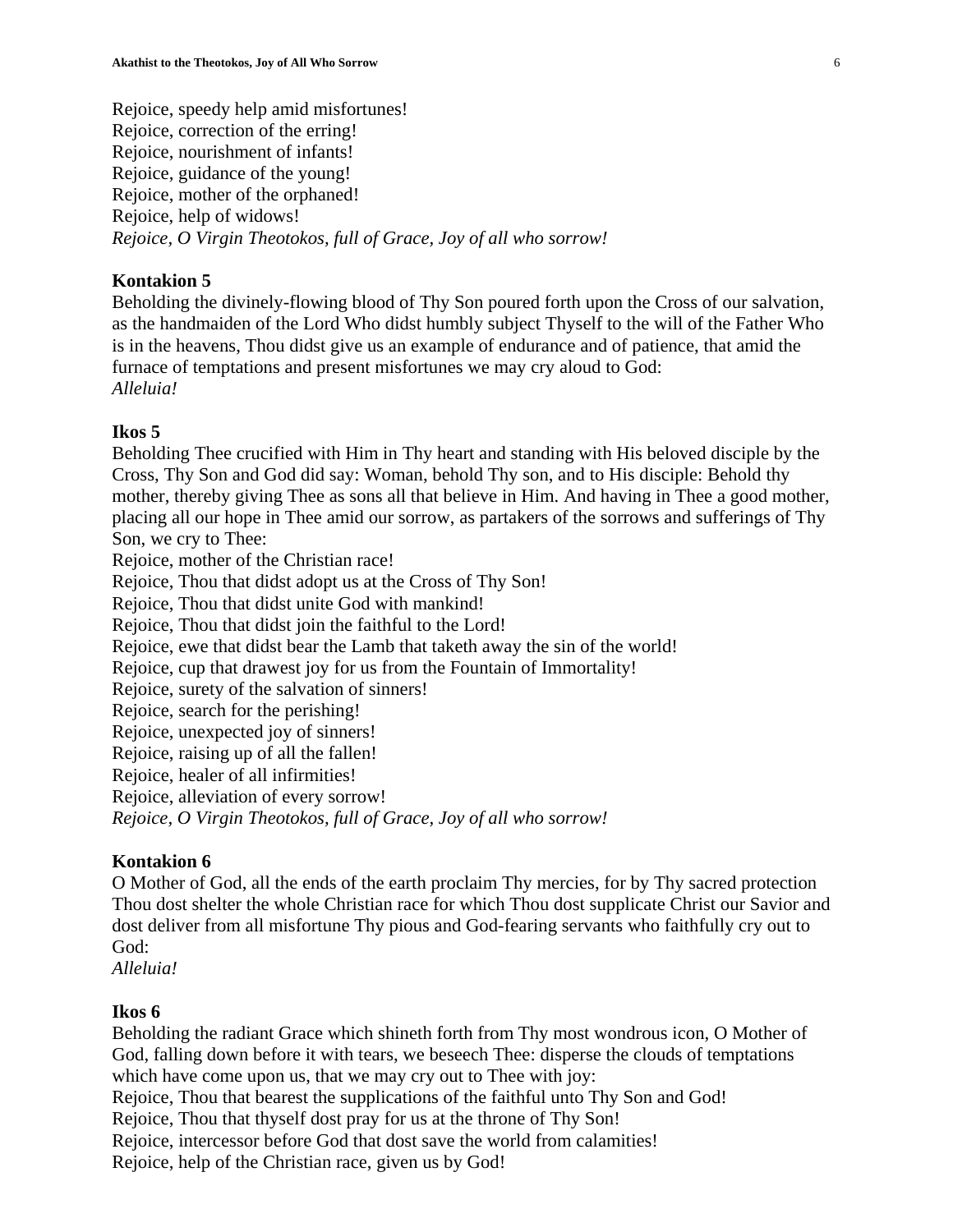Rejoice, speedy help amid misfortunes!
Rejoice, correction of the erring!
Rejoice, nourishment of infants!
Rejoice, guidance of the young!
Rejoice, mother of the orphaned!
Rejoice, help of widows!
*Rejoice, O Virgin Theotokos, full of Grace, Joy of all who sorrow!*

**Kontakion 5**

Beholding the divinely-flowing blood of Thy Son poured forth upon the Cross of our salvation, as the handmaiden of the Lord Who didst humbly subject Thyself to the will of the Father Who is in the heavens, Thou didst give us an example of endurance and of patience, that amid the furnace of temptations and present misfortunes we may cry aloud to God:
*Alleluia!*

**Ikos 5**

Beholding Thee crucified with Him in Thy heart and standing with His beloved disciple by the Cross, Thy Son and God did say: Woman, behold Thy son, and to His disciple: Behold thy mother, thereby giving Thee as sons all that believe in Him. And having in Thee a good mother, placing all our hope in Thee amid our sorrow, as partakers of the sorrows and sufferings of Thy Son, we cry to Thee:
Rejoice, mother of the Christian race!
Rejoice, Thou that didst adopt us at the Cross of Thy Son!
Rejoice, Thou that didst unite God with mankind!
Rejoice, Thou that didst join the faithful to the Lord!
Rejoice, ewe that didst bear the Lamb that taketh away the sin of the world!
Rejoice, cup that drawest joy for us from the Fountain of Immortality!
Rejoice, surety of the salvation of sinners!
Rejoice, search for the perishing!
Rejoice, unexpected joy of sinners!
Rejoice, raising up of all the fallen!
Rejoice, healer of all infirmities!
Rejoice, alleviation of every sorrow!
*Rejoice, O Virgin Theotokos, full of Grace, Joy of all who sorrow!*

**Kontakion 6**

O Mother of God, all the ends of the earth proclaim Thy mercies, for by Thy sacred protection Thou dost shelter the whole Christian race for which Thou dost supplicate Christ our Savior and dost deliver from all misfortune Thy pious and God-fearing servants who faithfully cry out to God:
*Alleluia!*

**Ikos 6**

Beholding the radiant Grace which shineth forth from Thy most wondrous icon, O Mother of God, falling down before it with tears, we beseech Thee: disperse the clouds of temptations which have come upon us, that we may cry out to Thee with joy:
Rejoice, Thou that bearest the supplications of the faithful unto Thy Son and God!
Rejoice, Thou that thyself dost pray for us at the throne of Thy Son!
Rejoice, intercessor before God that dost save the world from calamities!
Rejoice, help of the Christian race, given us by God!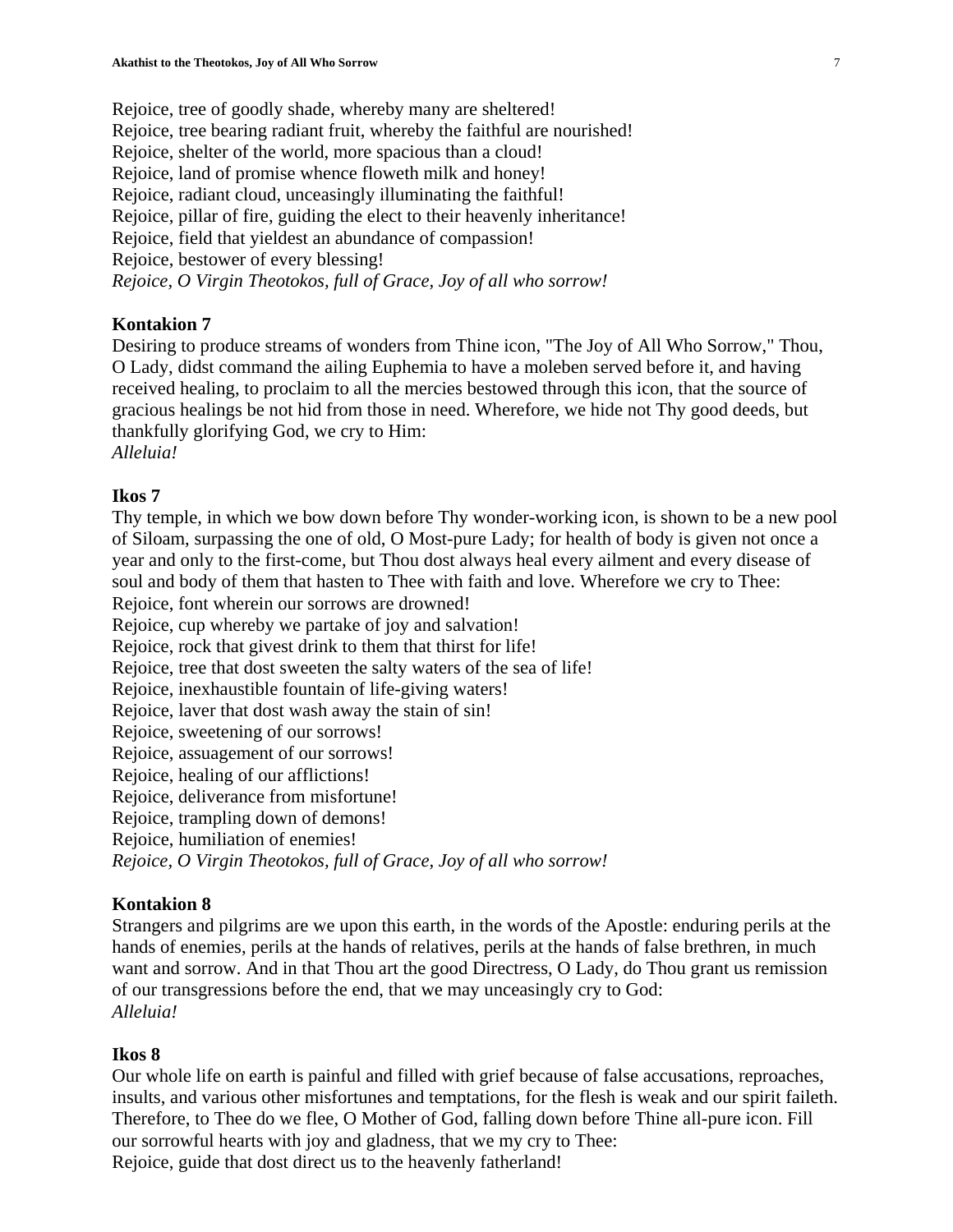Rejoice, tree of goodly shade, whereby many are sheltered!
Rejoice, tree bearing radiant fruit, whereby the faithful are nourished!
Rejoice, shelter of the world, more spacious than a cloud!
Rejoice, land of promise whence floweth milk and honey!
Rejoice, radiant cloud, unceasingly illuminating the faithful!
Rejoice, pillar of fire, guiding the elect to their heavenly inheritance!
Rejoice, field that yieldest an abundance of compassion!
Rejoice, bestower of every blessing!
*Rejoice, O Virgin Theotokos, full of Grace, Joy of all who sorrow!*

**Kontakion 7**
Desiring to produce streams of wonders from Thine icon, "The Joy of All Who Sorrow," Thou, O Lady, didst command the ailing Euphemia to have a moleben served before it, and having received healing, to proclaim to all the mercies bestowed through this icon, that the source of gracious healings be not hid from those in need. Wherefore, we hide not Thy good deeds, but thankfully glorifying God, we cry to Him:
*Alleluia!*

**Ikos 7**
Thy temple, in which we bow down before Thy wonder-working icon, is shown to be a new pool of Siloam, surpassing the one of old, O Most-pure Lady; for health of body is given not once a year and only to the first-come, but Thou dost always heal every ailment and every disease of soul and body of them that hasten to Thee with faith and love. Wherefore we cry to Thee:
Rejoice, font wherein our sorrows are drowned!
Rejoice, cup whereby we partake of joy and salvation!
Rejoice, rock that givest drink to them that thirst for life!
Rejoice, tree that dost sweeten the salty waters of the sea of life!
Rejoice, inexhaustible fountain of life-giving waters!
Rejoice, laver that dost wash away the stain of sin!
Rejoice, sweetening of our sorrows!
Rejoice, assuagement of our sorrows!
Rejoice, healing of our afflictions!
Rejoice, deliverance from misfortune!
Rejoice, trampling down of demons!
Rejoice, humiliation of enemies!
*Rejoice, O Virgin Theotokos, full of Grace, Joy of all who sorrow!*

**Kontakion 8**
Strangers and pilgrims are we upon this earth, in the words of the Apostle: enduring perils at the hands of enemies, perils at the hands of relatives, perils at the hands of false brethren, in much want and sorrow. And in that Thou art the good Directress, O Lady, do Thou grant us remission of our transgressions before the end, that we may unceasingly cry to God:
*Alleluia!*

**Ikos 8**
Our whole life on earth is painful and filled with grief because of false accusations, reproaches, insults, and various other misfortunes and temptations, for the flesh is weak and our spirit faileth. Therefore, to Thee do we flee, O Mother of God, falling down before Thine all-pure icon. Fill our sorrowful hearts with joy and gladness, that we my cry to Thee:
Rejoice, guide that dost direct us to the heavenly fatherland!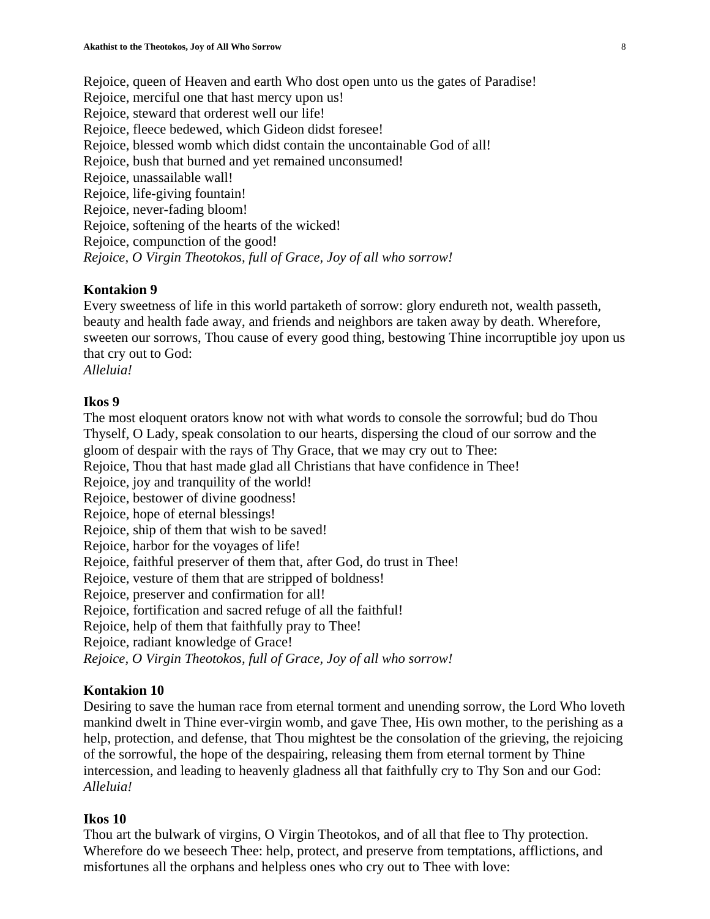Rejoice, queen of Heaven and earth Who dost open unto us the gates of Paradise!
Rejoice, merciful one that hast mercy upon us!
Rejoice, steward that orderest well our life!
Rejoice, fleece bedewed, which Gideon didst foresee!
Rejoice, blessed womb which didst contain the uncontainable God of all!
Rejoice, bush that burned and yet remained unconsumed!
Rejoice, unassailable wall!
Rejoice, life-giving fountain!
Rejoice, never-fading bloom!
Rejoice, softening of the hearts of the wicked!
Rejoice, compunction of the good!
*Rejoice, O Virgin Theotokos, full of Grace, Joy of all who sorrow!*

**Kontakion 9**
Every sweetness of life in this world partaketh of sorrow: glory endureth not, wealth passeth, beauty and health fade away, and friends and neighbors are taken away by death. Wherefore, sweeten our sorrows, Thou cause of every good thing, bestowing Thine incorruptible joy upon us that cry out to God:
*Alleluia!*

**Ikos 9**
The most eloquent orators know not with what words to console the sorrowful; bud do Thou Thyself, O Lady, speak consolation to our hearts, dispersing the cloud of our sorrow and the gloom of despair with the rays of Thy Grace, that we may cry out to Thee:
Rejoice, Thou that hast made glad all Christians that have confidence in Thee!
Rejoice, joy and tranquility of the world!
Rejoice, bestower of divine goodness!
Rejoice, hope of eternal blessings!
Rejoice, ship of them that wish to be saved!
Rejoice, harbor for the voyages of life!
Rejoice, faithful preserver of them that, after God, do trust in Thee!
Rejoice, vesture of them that are stripped of boldness!
Rejoice, preserver and confirmation for all!
Rejoice, fortification and sacred refuge of all the faithful!
Rejoice, help of them that faithfully pray to Thee!
Rejoice, radiant knowledge of Grace!
*Rejoice, O Virgin Theotokos, full of Grace, Joy of all who sorrow!*

**Kontakion 10**
Desiring to save the human race from eternal torment and unending sorrow, the Lord Who loveth mankind dwelt in Thine ever-virgin womb, and gave Thee, His own mother, to the perishing as a help, protection, and defense, that Thou mightest be the consolation of the grieving, the rejoicing of the sorrowful, the hope of the despairing, releasing them from eternal torment by Thine intercession, and leading to heavenly gladness all that faithfully cry to Thy Son and our God:
*Alleluia!*

**Ikos 10**
Thou art the bulwark of virgins, O Virgin Theotokos, and of all that flee to Thy protection. Wherefore do we beseech Thee: help, protect, and preserve from temptations, afflictions, and misfortunes all the orphans and helpless ones who cry out to Thee with love: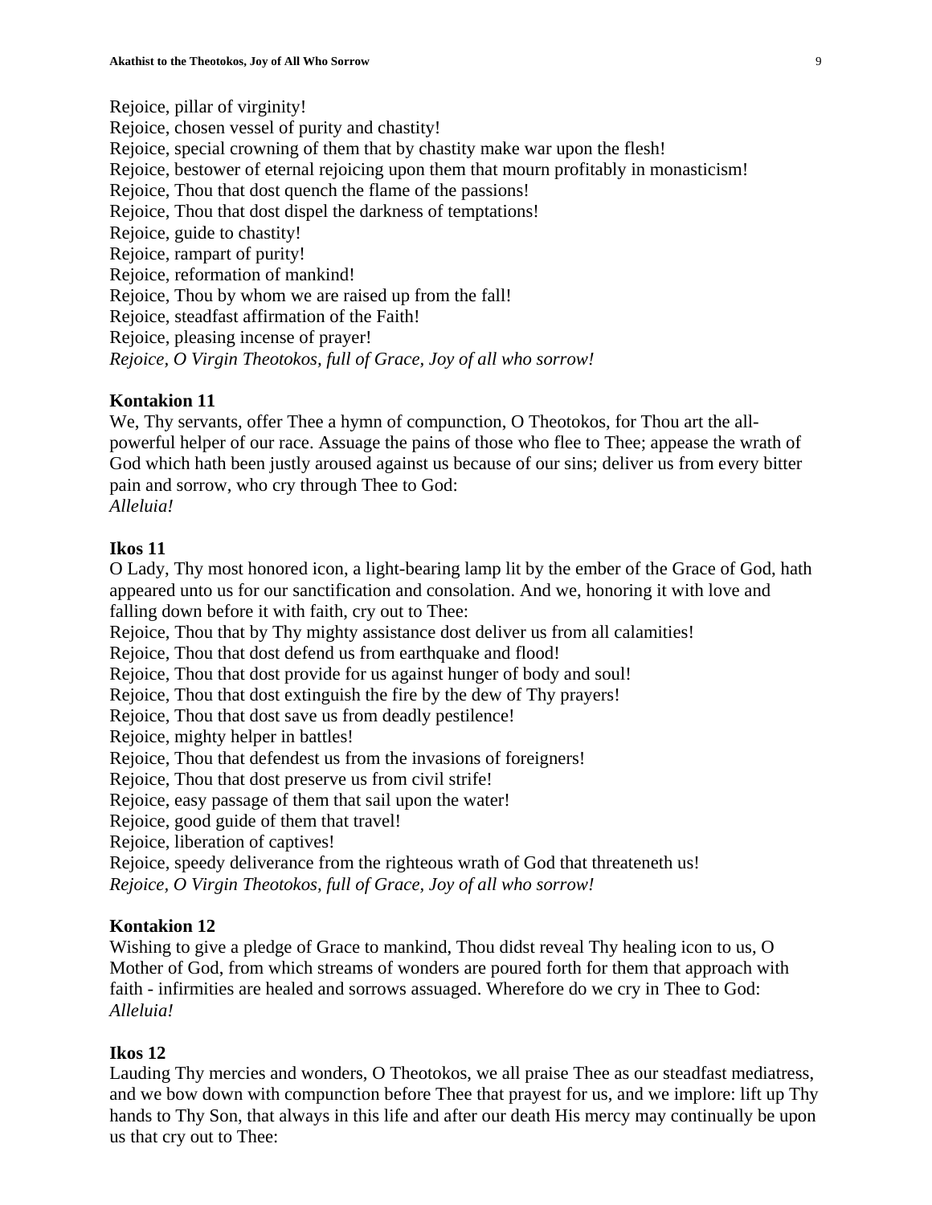Rejoice, pillar of virginity!
Rejoice, chosen vessel of purity and chastity!
Rejoice, special crowning of them that by chastity make war upon the flesh!
Rejoice, bestower of eternal rejoicing upon them that mourn profitably in monasticism!
Rejoice, Thou that dost quench the flame of the passions!
Rejoice, Thou that dost dispel the darkness of temptations!
Rejoice, guide to chastity!
Rejoice, rampart of purity!
Rejoice, reformation of mankind!
Rejoice, Thou by whom we are raised up from the fall!
Rejoice, steadfast affirmation of the Faith!
Rejoice, pleasing incense of prayer!
*Rejoice, O Virgin Theotokos, full of Grace, Joy of all who sorrow!*

**Kontakion 11**

We, Thy servants, offer Thee a hymn of compunction, O Theotokos, for Thou art the all-powerful helper of our race. Assuage the pains of those who flee to Thee; appease the wrath of God which hath been justly aroused against us because of our sins; deliver us from every bitter pain and sorrow, who cry through Thee to God:
*Alleluia!*

**Ikos 11**

O Lady, Thy most honored icon, a light-bearing lamp lit by the ember of the Grace of God, hath appeared unto us for our sanctification and consolation. And we, honoring it with love and falling down before it with faith, cry out to Thee:
Rejoice, Thou that by Thy mighty assistance dost deliver us from all calamities!
Rejoice, Thou that dost defend us from earthquake and flood!
Rejoice, Thou that dost provide for us against hunger of body and soul!
Rejoice, Thou that dost extinguish the fire by the dew of Thy prayers!
Rejoice, Thou that dost save us from deadly pestilence!
Rejoice, mighty helper in battles!
Rejoice, Thou that defendest us from the invasions of foreigners!
Rejoice, Thou that dost preserve us from civil strife!
Rejoice, easy passage of them that sail upon the water!
Rejoice, good guide of them that travel!
Rejoice, liberation of captives!
Rejoice, speedy deliverance from the righteous wrath of God that threateneth us!
*Rejoice, O Virgin Theotokos, full of Grace, Joy of all who sorrow!*

**Kontakion 12**

Wishing to give a pledge of Grace to mankind, Thou didst reveal Thy healing icon to us, O Mother of God, from which streams of wonders are poured forth for them that approach with faith - infirmities are healed and sorrows assuaged. Wherefore do we cry in Thee to God:
*Alleluia!*

**Ikos 12**

Lauding Thy mercies and wonders, O Theotokos, we all praise Thee as our steadfast mediatress, and we bow down with compunction before Thee that prayest for us, and we implore: lift up Thy hands to Thy Son, that always in this life and after our death His mercy may continually be upon us that cry out to Thee: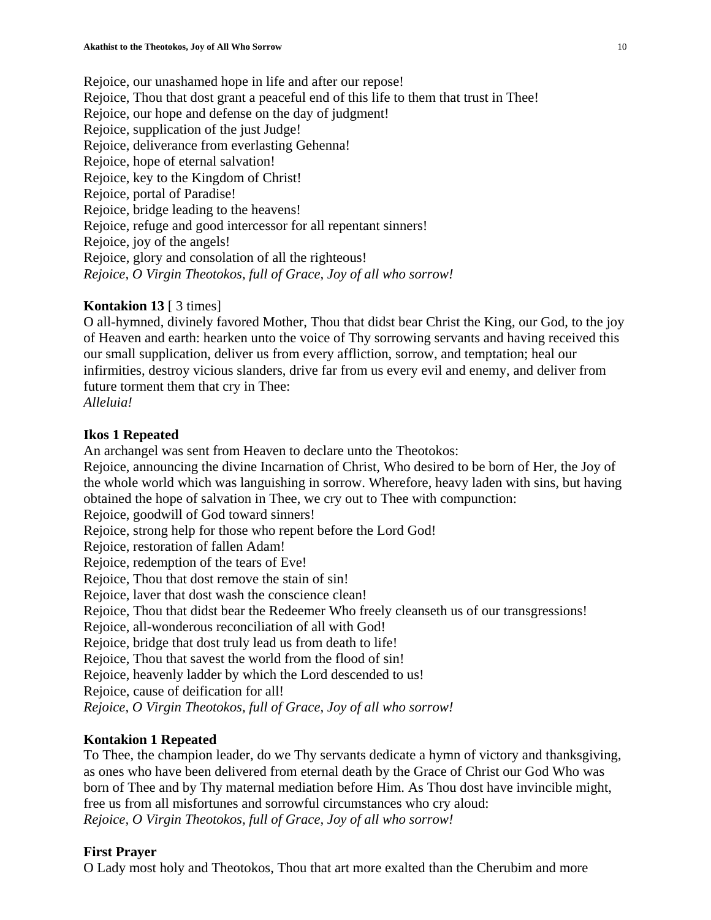Rejoice, our unashamed hope in life and after our repose!
Rejoice, Thou that dost grant a peaceful end of this life to them that trust in Thee!
Rejoice, our hope and defense on the day of judgment!
Rejoice, supplication of the just Judge!
Rejoice, deliverance from everlasting Gehenna!
Rejoice, hope of eternal salvation!
Rejoice, key to the Kingdom of Christ!
Rejoice, portal of Paradise!
Rejoice, bridge leading to the heavens!
Rejoice, refuge and good intercessor for all repentant sinners!
Rejoice, joy of the angels!
Rejoice, glory and consolation of all the righteous!
*Rejoice, O Virgin Theotokos, full of Grace, Joy of all who sorrow!*

**Kontakion 13** [ 3 times]
O all-hymned, divinely favored Mother, Thou that didst bear Christ the King, our God, to the joy of Heaven and earth: hearken unto the voice of Thy sorrowing servants and having received this our small supplication, deliver us from every affliction, sorrow, and temptation; heal our infirmities, destroy vicious slanders, drive far from us every evil and enemy, and deliver from future torment them that cry in Thee:
*Alleluia!*

**Ikos 1 Repeated**
An archangel was sent from Heaven to declare unto the Theotokos:
Rejoice, announcing the divine Incarnation of Christ, Who desired to be born of Her, the Joy of the whole world which was languishing in sorrow. Wherefore, heavy laden with sins, but having obtained the hope of salvation in Thee, we cry out to Thee with compunction:
Rejoice, goodwill of God toward sinners!
Rejoice, strong help for those who repent before the Lord God!
Rejoice, restoration of fallen Adam!
Rejoice, redemption of the tears of Eve!
Rejoice, Thou that dost remove the stain of sin!
Rejoice, laver that dost wash the conscience clean!
Rejoice, Thou that didst bear the Redeemer Who freely cleanseth us of our transgressions!
Rejoice, all-wonderous reconciliation of all with God!
Rejoice, bridge that dost truly lead us from death to life!
Rejoice, Thou that savest the world from the flood of sin!
Rejoice, heavenly ladder by which the Lord descended to us!
Rejoice, cause of deification for all!
*Rejoice, O Virgin Theotokos, full of Grace, Joy of all who sorrow!*

**Kontakion 1 Repeated**
To Thee, the champion leader, do we Thy servants dedicate a hymn of victory and thanksgiving, as ones who have been delivered from eternal death by the Grace of Christ our God Who was born of Thee and by Thy maternal mediation before Him. As Thou dost have invincible might, free us from all misfortunes and sorrowful circumstances who cry aloud:
*Rejoice, O Virgin Theotokos, full of Grace, Joy of all who sorrow!*

**First Prayer**
O Lady most holy and Theotokos, Thou that art more exalted than the Cherubim and more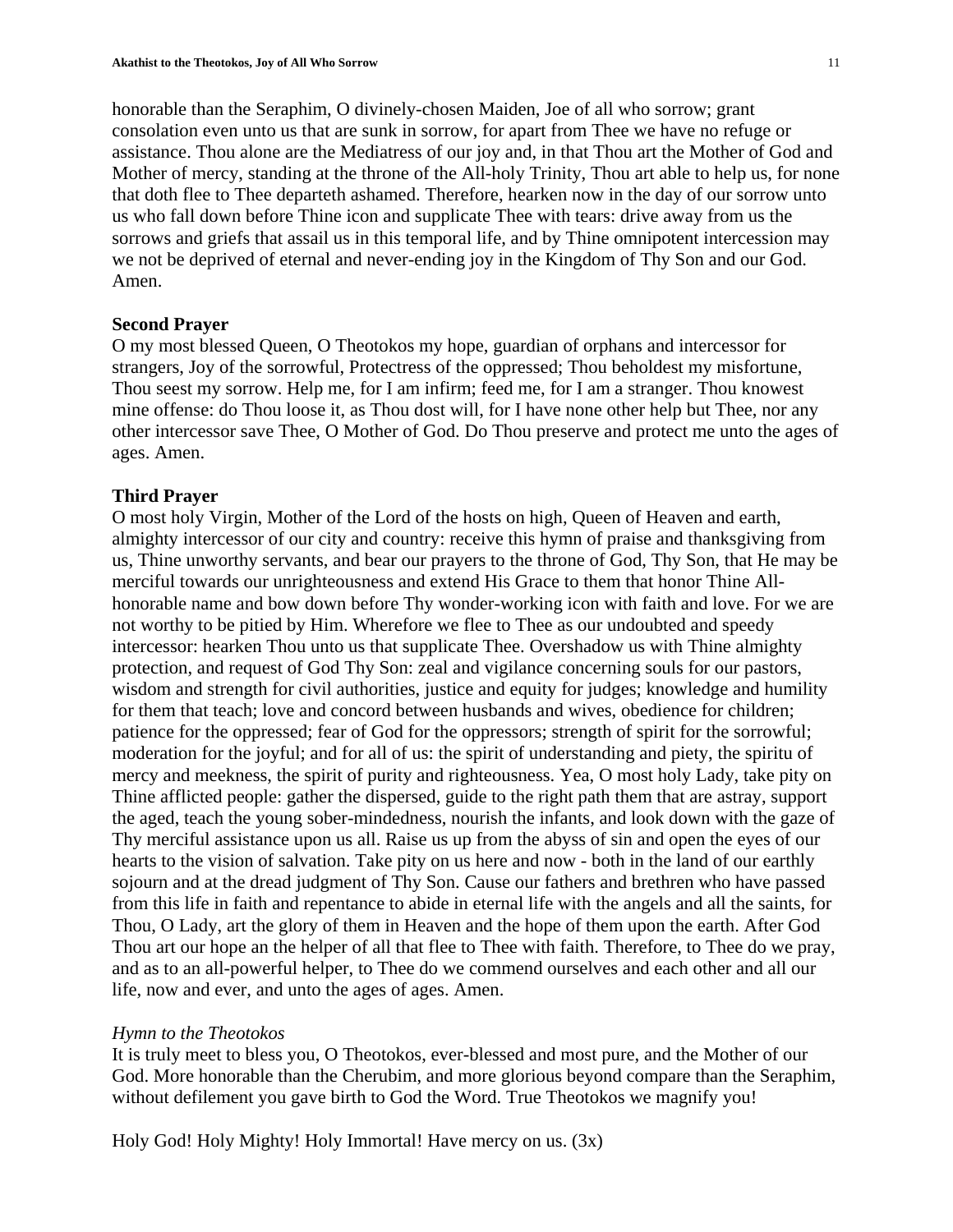honorable than the Seraphim, O divinely-chosen Maiden, Joe of all who sorrow; grant consolation even unto us that are sunk in sorrow, for apart from Thee we have no refuge or assistance. Thou alone are the Mediatress of our joy and, in that Thou art the Mother of God and Mother of mercy, standing at the throne of the All-holy Trinity, Thou art able to help us, for none that doth flee to Thee departeth ashamed. Therefore, hearken now in the day of our sorrow unto us who fall down before Thine icon and supplicate Thee with tears: drive away from us the sorrows and griefs that assail us in this temporal life, and by Thine omnipotent intercession may we not be deprived of eternal and never-ending joy in the Kingdom of Thy Son and our God. Amen.

**Second Prayer**

O my most blessed Queen, O Theotokos my hope, guardian of orphans and intercessor for strangers, Joy of the sorrowful, Protectress of the oppressed; Thou beholdest my misfortune, Thou seest my sorrow. Help me, for I am infirm; feed me, for I am a stranger. Thou knowest mine offense: do Thou loose it, as Thou dost will, for I have none other help but Thee, nor any other intercessor save Thee, O Mother of God. Do Thou preserve and protect me unto the ages of ages. Amen.

**Third Prayer**

O most holy Virgin, Mother of the Lord of the hosts on high, Queen of Heaven and earth, almighty intercessor of our city and country: receive this hymn of praise and thanksgiving from us, Thine unworthy servants, and bear our prayers to the throne of God, Thy Son, that He may be merciful towards our unrighteousness and extend His Grace to them that honor Thine All-honorable name and bow down before Thy wonder-working icon with faith and love. For we are not worthy to be pitied by Him. Wherefore we flee to Thee as our undoubted and speedy intercessor: hearken Thou unto us that supplicate Thee. Overshadow us with Thine almighty protection, and request of God Thy Son: zeal and vigilance concerning souls for our pastors, wisdom and strength for civil authorities, justice and equity for judges; knowledge and humility for them that teach; love and concord between husbands and wives, obedience for children; patience for the oppressed; fear of God for the oppressors; strength of spirit for the sorrowful; moderation for the joyful; and for all of us: the spirit of understanding and piety, the spiritu of mercy and meekness, the spirit of purity and righteousness. Yea, O most holy Lady, take pity on Thine afflicted people: gather the dispersed, guide to the right path them that are astray, support the aged, teach the young sober-mindedness, nourish the infants, and look down with the gaze of Thy merciful assistance upon us all. Raise us up from the abyss of sin and open the eyes of our hearts to the vision of salvation. Take pity on us here and now - both in the land of our earthly sojourn and at the dread judgment of Thy Son. Cause our fathers and brethren who have passed from this life in faith and repentance to abide in eternal life with the angels and all the saints, for Thou, O Lady, art the glory of them in Heaven and the hope of them upon the earth. After God Thou art our hope an the helper of all that flee to Thee with faith. Therefore, to Thee do we pray, and as to an all-powerful helper, to Thee do we commend ourselves and each other and all our life, now and ever, and unto the ages of ages. Amen.

*Hymn to the Theotokos*

It is truly meet to bless you, O Theotokos, ever-blessed and most pure, and the Mother of our God. More honorable than the Cherubim, and more glorious beyond compare than the Seraphim, without defilement you gave birth to God the Word. True Theotokos we magnify you!

Holy God! Holy Mighty! Holy Immortal! Have mercy on us. (3x)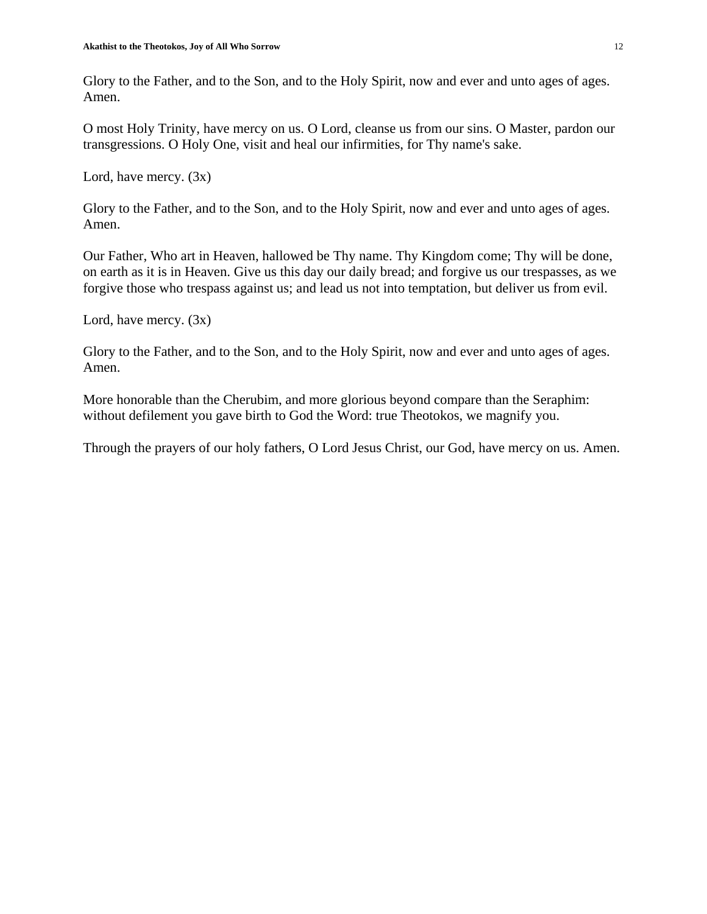Glory to the Father, and to the Son, and to the Holy Spirit, now and ever and unto ages of ages. Amen.

O most Holy Trinity, have mercy on us. O Lord, cleanse us from our sins. O Master, pardon our transgressions. O Holy One, visit and heal our infirmities, for Thy name's sake.

Lord, have mercy. (3x)

Glory to the Father, and to the Son, and to the Holy Spirit, now and ever and unto ages of ages. Amen.

Our Father, Who art in Heaven, hallowed be Thy name. Thy Kingdom come; Thy will be done, on earth as it is in Heaven. Give us this day our daily bread; and forgive us our trespasses, as we forgive those who trespass against us; and lead us not into temptation, but deliver us from evil.

Lord, have mercy. (3x)

Glory to the Father, and to the Son, and to the Holy Spirit, now and ever and unto ages of ages. Amen.

More honorable than the Cherubim, and more glorious beyond compare than the Seraphim: without defilement you gave birth to God the Word: true Theotokos, we magnify you.

Through the prayers of our holy fathers, O Lord Jesus Christ, our God, have mercy on us. Amen.